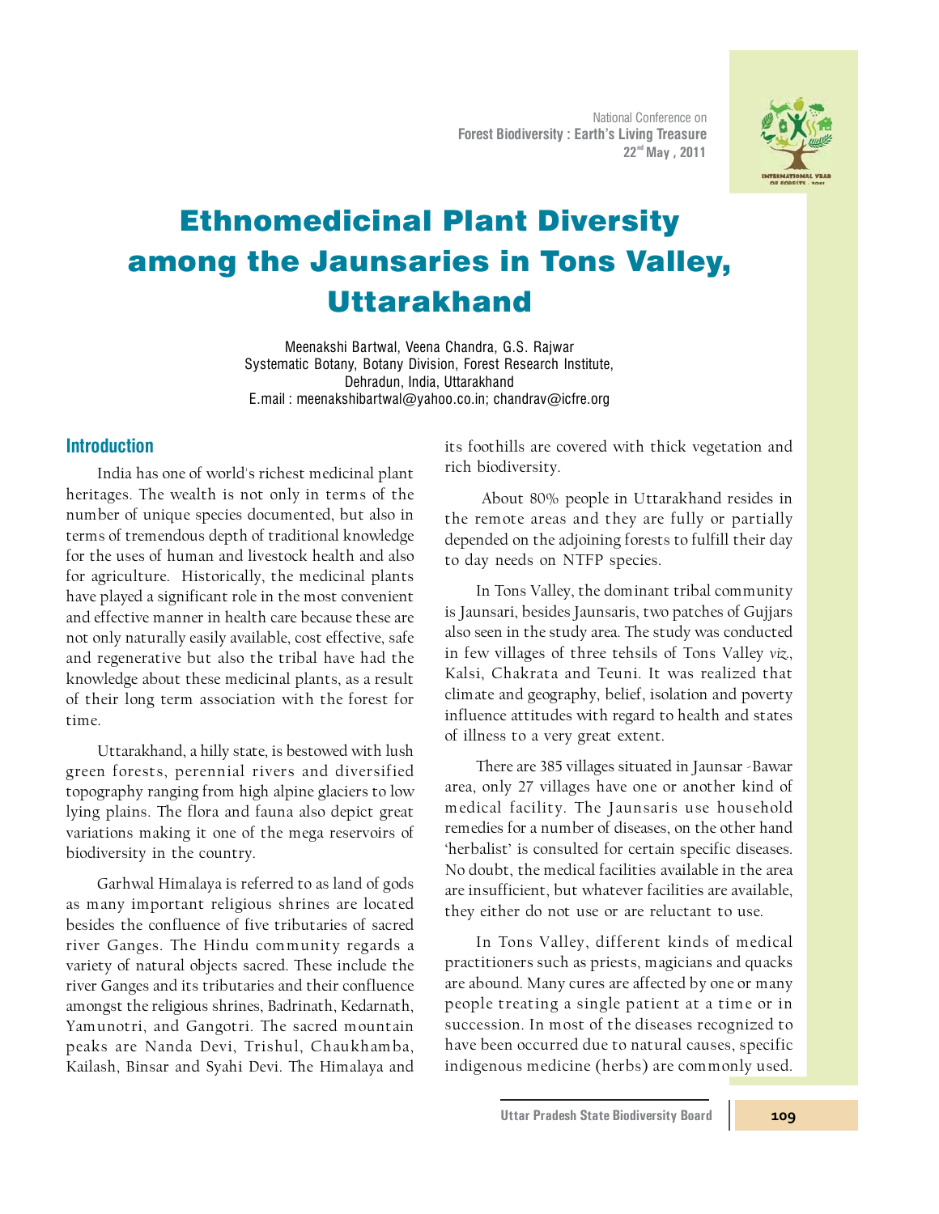# Ethnomedicinal Plant Diversity among the Jaunsaries in Tons Valley, Uttarakhand

Meenakshi Bartwal, Veena Chandra, G.S. Rajwar
Systematic Botany, Botany Division, Forest Research Institute,
Dehradun, India, Uttarakhand
E.mail : meenakshibartwal@yahoo.co.in; chandrav@icfre.org

## Introduction

India has one of world's richest medicinal plant heritages. The wealth is not only in terms of the number of unique species documented, but also in terms of tremendous depth of traditional knowledge for the uses of human and livestock health and also for agriculture. Historically, the medicinal plants have played a significant role in the most convenient and effective manner in health care because these are not only naturally easily available, cost effective, safe and regenerative but also the tribal have had the knowledge about these medicinal plants, as a result of their long term association with the forest for time.

Uttarakhand, a hilly state, is bestowed with lush green forests, perennial rivers and diversified topography ranging from high alpine glaciers to low lying plains. The flora and fauna also depict great variations making it one of the mega reservoirs of biodiversity in the country.

Garhwal Himalaya is referred to as land of gods as many important religious shrines are located besides the confluence of five tributaries of sacred river Ganges. The Hindu community regards a variety of natural objects sacred. These include the river Ganges and its tributaries and their confluence amongst the religious shrines, Badrinath, Kedarnath, Yamunotri, and Gangotri. The sacred mountain peaks are Nanda Devi, Trishul, Chaukhamba, Kailash, Binsar and Syahi Devi. The Himalaya and its foothills are covered with thick vegetation and rich biodiversity.

About 80% people in Uttarakhand resides in the remote areas and they are fully or partially depended on the adjoining forests to fulfill their day to day needs on NTFP species.

In Tons Valley, the dominant tribal community is Jaunsari, besides Jaunsaris, two patches of Gujjars also seen in the study area. The study was conducted in few villages of three tehsils of Tons Valley *viz*, Kalsi, Chakrata and Teuni. It was realized that climate and geography, belief, isolation and poverty influence attitudes with regard to health and states of illness to a very great extent.

There are 385 villages situated in Jaunsar -Bawar area, only 27 villages have one or another kind of medical facility. The Jaunsaris use household remedies for a number of diseases, on the other hand 'herbalist' is consulted for certain specific diseases. No doubt, the medical facilities available in the area are insufficient, but whatever facilities are available, they either do not use or are reluctant to use.

In Tons Valley, different kinds of medical practitioners such as priests, magicians and quacks are abound. Many cures are affected by one or many people treating a single patient at a time or in succession. In most of the diseases recognized to have been occurred due to natural causes, specific indigenous medicine (herbs) are commonly used.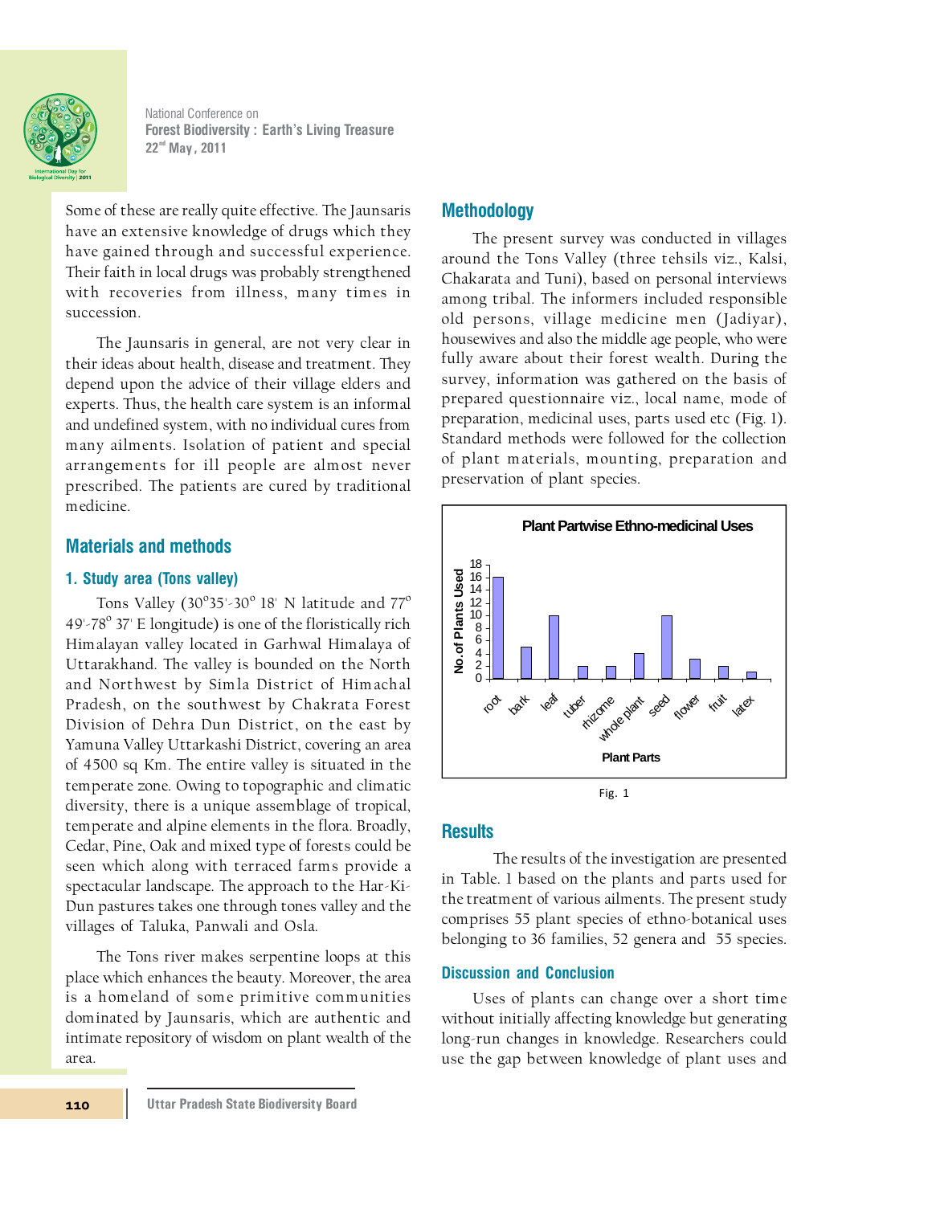Some of these are really quite effective. The Jaunsaris have an extensive knowledge of drugs which they have gained through and successful experience. Their faith in local drugs was probably strengthened with recoveries from illness, many times in succession.

The Jaunsaris in general, are not very clear in their ideas about health, disease and treatment. They depend upon the advice of their village elders and experts. Thus, the health care system is an informal and undefined system, with no individual cures from many ailments. Isolation of patient and special arrangements for ill people are almost never prescribed. The patients are cured by traditional medicine.

## Materials and methods

### 1. Study area (Tons valley)

Tons Valley (30°35'-30° 18' N latitude and 77° 49'-78° 37' E longitude) is one of the floristically rich Himalayan valley located in Garhwal Himalaya of Uttarakhand. The valley is bounded on the North and Northwest by Simla District of Himachal Pradesh, on the southwest by Chakrata Forest Division of Dehra Dun District, on the east by Yamuna Valley Uttarkashi District, covering an area of 4500 sq Km. The entire valley is situated in the temperate zone. Owing to topographic and climatic diversity, there is a unique assemblage of tropical, temperate and alpine elements in the flora. Broadly, Cedar, Pine, Oak and mixed type of forests could be seen which along with terraced farms provide a spectacular landscape. The approach to the Har-Ki-Dun pastures takes one through tones valley and the villages of Taluka, Panwali and Osla.

The Tons river makes serpentine loops at this place which enhances the beauty. Moreover, the area is a homeland of some primitive communities dominated by Jaunsaris, which are authentic and intimate repository of wisdom on plant wealth of the area.

## Methodology

The present survey was conducted in villages around the Tons Valley (three tehsils viz., Kalsi, Chakarata and Tuni), based on personal interviews among tribal. The informers included responsible old persons, village medicine men (Jadiyar), housewives and also the middle age people, who were fully aware about their forest wealth. During the survey, information was gathered on the basis of prepared questionnaire viz., local name, mode of preparation, medicinal uses, parts used etc (Fig. 1). Standard methods were followed for the collection of plant materials, mounting, preparation and preservation of plant species.

**Plant Partwise Ethno-medicinal Uses**

| Plant Parts | No. of Plants Used |
|---|---|
| root | 16 |
| bark | 5 |
| leaf | 10 |
| tuber | 2 |
| rhizome | 2 |
| whole plant | 4 |
| seed | 10 |
| flower | 3 |
| fruit | 2 |
| latex | 1 |

Fig. 1

## Results

The results of the investigation are presented in Table. 1 based on the plants and parts used for the treatment of various ailments. The present study comprises 55 plant species of ethno-botanical uses belonging to 36 families, 52 genera and 55 species.

## Discussion and Conclusion

Uses of plants can change over a short time without initially affecting knowledge but generating long-run changes in knowledge. Researchers could use the gap between knowledge of plant uses and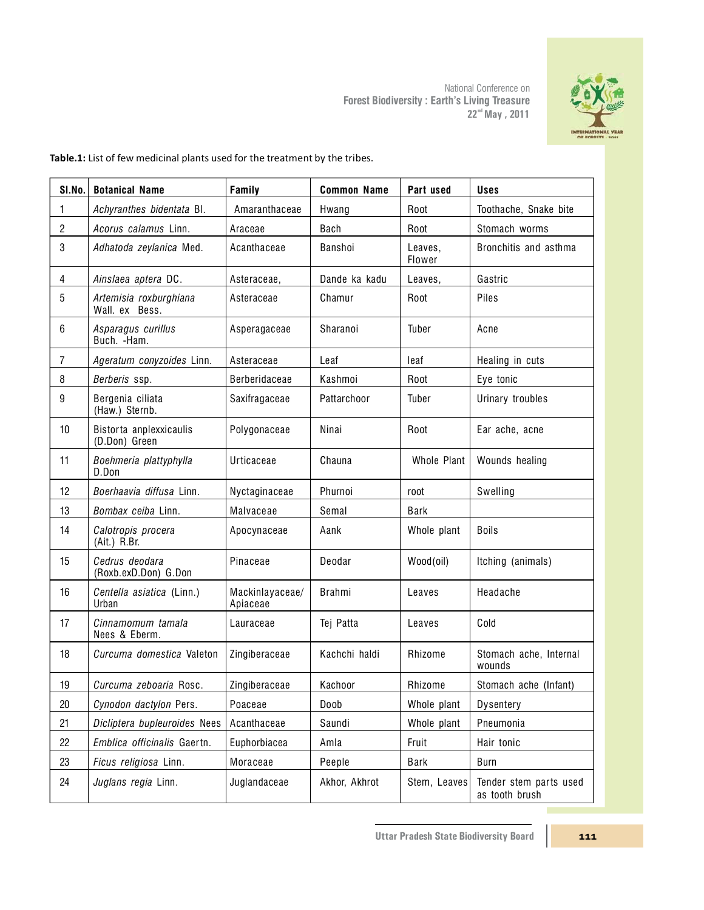**Table.1:** List of few medicinal plants used for the treatment by the tribes.

| Sl.No. | Botanical Name | Family | Common Name | Part used | Uses |
|---|---|---|---|---|---|
| 1 | *Achyranthes bidentata* Bl. | Amaranthaceae | Hwang | Root | Toothache, Snake bite |
| 2 | *Acorus calamus* Linn. | Araceae | Bach | Root | Stomach worms |
| 3 | *Adhatoda zeylanica* Med. | Acanthaceae | Banshoi | Leaves, Flower | Bronchitis and asthma |
| 4 | *Ainslaea aptera* DC. | Asteraceae, | Dande ka kadu | Leaves, | Gastric |
| 5 | *Artemisia roxburghiana* Wall. ex Bess. | Asteraceae | Chamur | Root | Piles |
| 6 | *Asparagus curillus* Buch. -Ham. | Asperagaceae | Sharanoi | Tuber | Acne |
| 7 | *Ageratum conyzoides* Linn. | Asteraceae | Leaf | leaf | Healing in cuts |
| 8 | *Berberis* ssp. | Berberidaceae | Kashmoi | Root | Eye tonic |
| 9 | Bergenia ciliata (Haw.) Sternb. | Saxifragaceae | Pattarchoor | Tuber | Urinary troubles |
| 10 | Bistorta anplexxicaulis (D.Don) Green | Polygonaceae | Ninai | Root | Ear ache, acne |
| 11 | *Boehmeria plattyphylla* D.Don | Urticaceae | Chauna | Whole Plant | Wounds healing |
| 12 | *Boerhaavia diffusa* Linn. | Nyctaginaceae | Phurnoi | root | Swelling |
| 13 | *Bombax ceiba* Linn. | Malvaceae | Semal | Bark | |
| 14 | *Calotropis procera* (Ait.) R.Br. | Apocynaceae | Aank | Whole plant | Boils |
| 15 | *Cedrus deodara* (Roxb.exD.Don) G.Don | Pinaceae | Deodar | Wood(oil) | Itching (animals) |
| 16 | *Centella asiatica* (Linn.) Urban | Mackinlayaceae/ Apiaceae | Brahmi | Leaves | Headache |
| 17 | *Cinnamomum tamala* Nees & Eberm. | Lauraceae | Tej Patta | Leaves | Cold |
| 18 | *Curcuma domestica* Valeton | Zingiberaceae | Kachchi haldi | Rhizome | Stomach ache, Internal wounds |
| 19 | *Curcuma zeboaria* Rosc. | Zingiberaceae | Kachoor | Rhizome | Stomach ache (Infant) |
| 20 | *Cynodon dactylon* Pers. | Poaceae | Doob | Whole plant | Dysentery |
| 21 | *Dicliptera bupleuroides* Nees | Acanthaceae | Saundi | Whole plant | Pneumonia |
| 22 | *Emblica officinalis* Gaertn. | Euphorbiacea | Amla | Fruit | Hair tonic |
| 23 | *Ficus religiosa* Linn. | Moraceae | Peeple | Bark | Burn |
| 24 | *Juglans regia* Linn. | Juglandaceae | Akhor, Akhrot | Stem, Leaves | Tender stem parts used as tooth brush |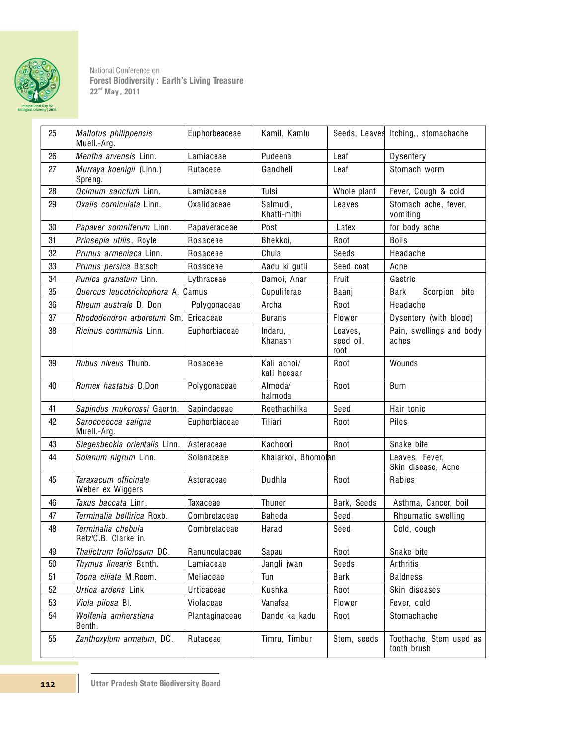| 25 | *Mallotus philippensis* Muell.-Arg. | Euphorbeaceae | Kamil, Kamlu | Seeds, Leaves | Itching,, stomachache |
|---|---|---|---|---|---|
| 26 | *Mentha arvensis* Linn. | Lamiaceae | Pudeena | Leaf | Dysentery |
| 27 | *Murraya koenigii* (Linn.) Spreng. | Rutaceae | Gandheli | Leaf | Stomach worm |
| 28 | *Ocimum sanctum* Linn. | Lamiaceae | Tulsi | Whole plant | Fever, Cough & cold |
| 29 | *Oxalis corniculata* Linn. | Oxalidaceae | Salmudi, Khatti-mithi | Leaves | Stomach ache, fever, vomiting |
| 30 | *Papaver somniferum* Linn. | Papaveraceae | Post | Latex | for body ache |
| 31 | *Prinsepia utilis*, Royle | Rosaceae | Bhekkoi, | Root | Boils |
| 32 | *Prunus armeniaca* Linn. | Rosaceae | Chula | Seeds | Headache |
| 33 | *Prunus persica* Batsch | Rosaceae | Aadu ki gutli | Seed coat | Acne |
| 34 | *Punica granatum* Linn. | Lythraceae | Damoi, Anar | Fruit | Gastric |
| 35 | *Quercus leucotrichophora* A. Camus | | Cupuliferae | Baanj | Bark Scorpion bite |
| 36 | *Rheum australe* D. Don | Polygonaceae | Archa | Root | Headache |
| 37 | *Rhododendron arboretum* Sm. | Ericaceae | Burans | Flower | Dysentery (with blood) |
| 38 | *Ricinus communis* Linn. | Euphorbiaceae | Indaru, Khanash | Leaves, seed oil, root | Pain, swellings and body aches |
| 39 | *Rubus niveus* Thunb. | Rosaceae | Kali achoi/ kali heesar | Root | Wounds |
| 40 | *Rumex hastatus* D.Don | Polygonaceae | Almoda/ halmoda | Root | Burn |
| 41 | *Sapindus mukorossi* Gaertn. | Sapindaceae | Reethachilka | Seed | Hair tonic |
| 42 | *Sarocococca saligna* Muell.-Arg. | Euphorbiaceae | Tiliari | Root | Piles |
| 43 | *Siegesbeckia orientalis* Linn. | Asteraceae | Kachoori | Root | Snake bite |
| 44 | *Solanum nigrum* Linn. | Solanaceae | Khalarkoi, Bhomolan | | Leaves Fever, Skin disease, Acne |
| 45 | *Taraxacum officinale* Weber ex Wiggers | Asteraceae | Dudhla | Root | Rabies |
| 46 | *Taxus baccata* Linn. | Taxaceae | Thuner | Bark, Seeds | Asthma, Cancer, boil |
| 47 | *Terminalia bellirica* Roxb. | Combretaceae | Baheda | Seed | Rheumatic swelling |
| 48 | *Terminalia chebula* Retz'C.B. Clarke in. | Combretaceae | Harad | Seed | Cold, cough |
| 49 | *Thalictrum foliolosum* DC. | Ranunculaceae | Sapau | Root | Snake bite |
| 50 | *Thymus linearis* Benth. | Lamiaceae | Jangli jwan | Seeds | Arthritis |
| 51 | *Toona ciliata* M.Roem. | Meliaceae | Tun | Bark | Baldness |
| 52 | *Urtica ardens* Link | Urticaceae | Kushka | Root | Skin diseases |
| 53 | *Viola pilosa* Bl. | Violaceae | Vanafsa | Flower | Fever, cold |
| 54 | *Wolfenia amherstiana* Benth. | Plantaginaceae | Dande ka kadu | Root | Stomachache |
| 55 | *Zanthoxylum armatum*, DC. | Rutaceae | Timru, Timbur | Stem, seeds | Toothache, Stem used as tooth brush |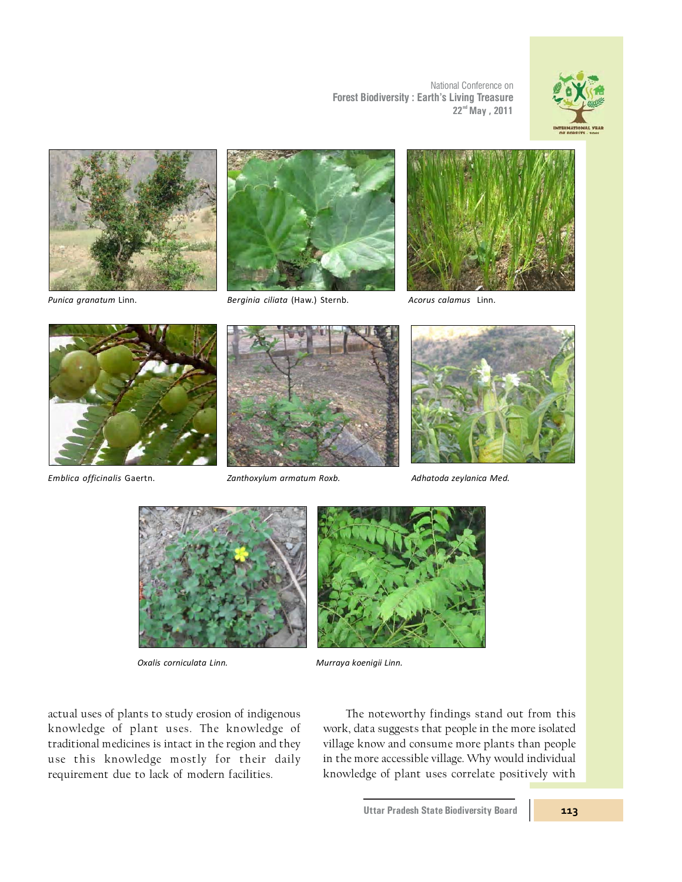*Punica granatum* Linn.

*Berginia ciliata* (Haw.) Sternb.

*Acorus calamus* Linn.

*Emblica officinalis* Gaertn.

*Zanthoxylum armatum Roxb.*

*Adhatoda zeylanica Med.*

*Oxalis corniculata Linn.*

*Murraya koenigii Linn.*

actual uses of plants to study erosion of indigenous knowledge of plant uses. The knowledge of traditional medicines is intact in the region and they use this knowledge mostly for their daily requirement due to lack of modern facilities.

The noteworthy findings stand out from this work, data suggests that people in the more isolated village know and consume more plants than people in the more accessible village. Why would individual knowledge of plant uses correlate positively with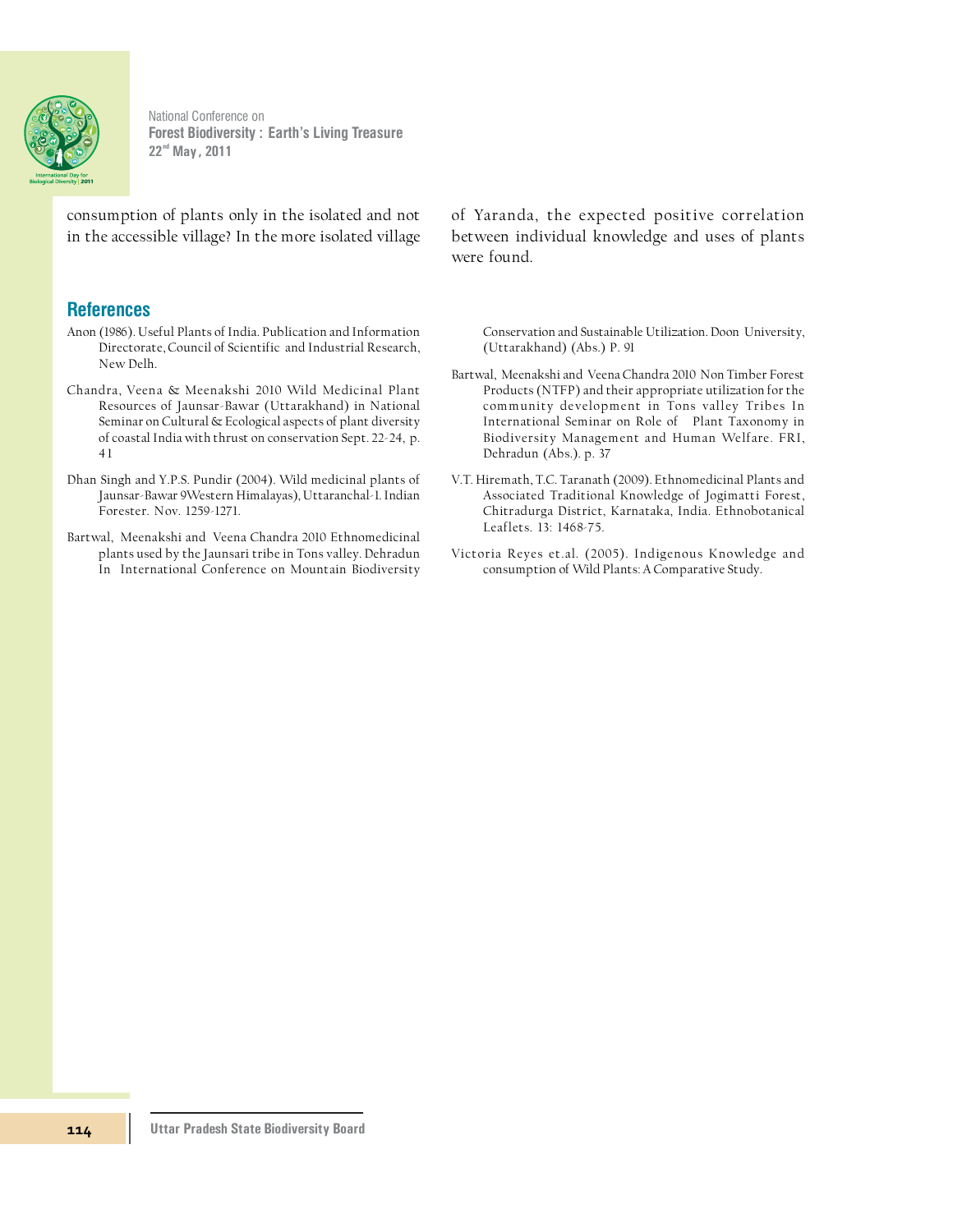consumption of plants only in the isolated and not in the accessible village? In the more isolated village of Yaranda, the expected positive correlation between individual knowledge and uses of plants were found.

## References

Anon (1986). Useful Plants of India. Publication and Information Directorate, Council of Scientific and Industrial Research, New Delh.

Chandra, Veena & Meenakshi 2010 Wild Medicinal Plant Resources of Jaunsar-Bawar (Uttarakhand) in National Seminar on Cultural & Ecological aspects of plant diversity of coastal India with thrust on conservation Sept. 22-24, p. 41

Dhan Singh and Y.P.S. Pundir (2004). Wild medicinal plants of Jaunsar-Bawar 9Western Himalayas), Uttaranchal-1. Indian Forester. Nov. 1259-1271.

Bartwal, Meenakshi and Veena Chandra 2010 Ethnomedicinal plants used by the Jaunsari tribe in Tons valley. Dehradun In International Conference on Mountain Biodiversity Conservation and Sustainable Utilization. Doon University, (Uttarakhand) (Abs.) P. 91

Bartwal, Meenakshi and Veena Chandra 2010 Non Timber Forest Products (NTFP) and their appropriate utilization for the community development in Tons valley Tribes In International Seminar on Role of Plant Taxonomy in Biodiversity Management and Human Welfare. FRI, Dehradun (Abs.). p. 37

V.T. Hiremath, T.C. Taranath (2009). Ethnomedicinal Plants and Associated Traditional Knowledge of Jogimatti Forest, Chitradurga District, Karnataka, India. Ethnobotanical Leaflets. 13: 1468-75.

Victoria Reyes et.al. (2005). Indigenous Knowledge and consumption of Wild Plants: A Comparative Study.